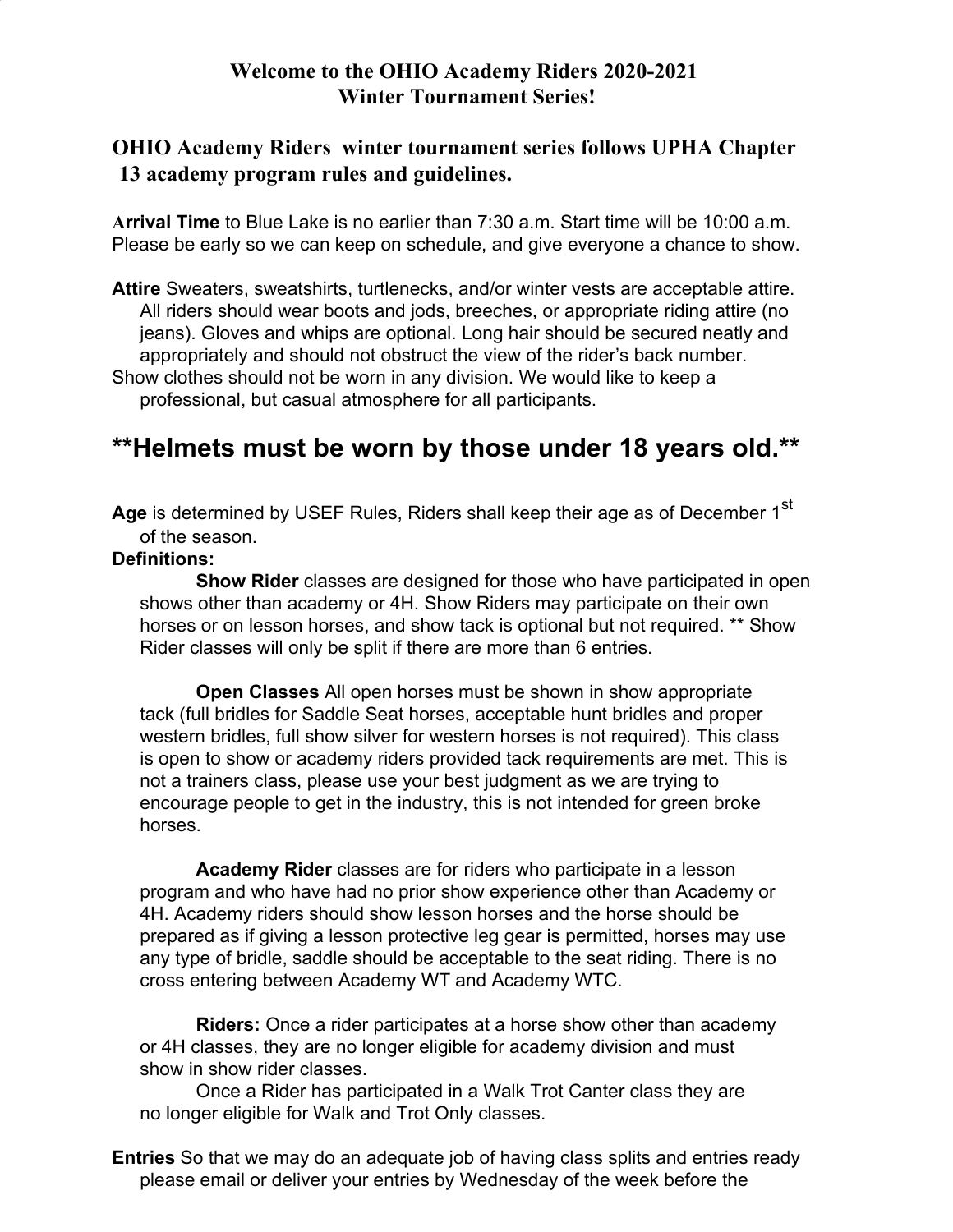# Welcome to the OHIO Academy Riders 2020-2021 Winter Tournament Series!

## OHIO Academy Riders winter tournament series follows UPHA Chapter 13 academy program rules and guidelines.

**Arrival Time** to Blue Lake is no earlier than 7:30 a.m. Start time will be 10:00 a.m. Please be early so we can keep on schedule, and give everyone a chance to show.

**Attire** Sweaters, sweatshirts, turtlenecks, and/or winter vests are acceptable attire. All riders should wear boots and jods, breeches, or appropriate riding attire (no jeans). Gloves and whips are optional. Long hair should be secured neatly and appropriately and should not obstruct the view of the rider's back number.
Show clothes should not be worn in any division. We would like to keep a professional, but casual atmosphere for all participants.

## **Helmets must be worn by those under 18 years old.**

**Age** is determined by USEF Rules, Riders shall keep their age as of December 1st of the season.

**Definitions:**

**Show Rider** classes are designed for those who have participated in open shows other than academy or 4H. Show Riders may participate on their own horses or on lesson horses, and show tack is optional but not required. ** Show Rider classes will only be split if there are more than 6 entries.

**Open Classes** All open horses must be shown in show appropriate tack (full bridles for Saddle Seat horses, acceptable hunt bridles and proper western bridles, full show silver for western horses is not required). This class is open to show or academy riders provided tack requirements are met. This is not a trainers class, please use your best judgment as we are trying to encourage people to get in the industry, this is not intended for green broke horses.

**Academy Rider** classes are for riders who participate in a lesson program and who have had no prior show experience other than Academy or 4H. Academy riders should show lesson horses and the horse should be prepared as if giving a lesson protective leg gear is permitted, horses may use any type of bridle, saddle should be acceptable to the seat riding. There is no cross entering between Academy WT and Academy WTC.

**Riders:** Once a rider participates at a horse show other than academy or 4H classes, they are no longer eligible for academy division and must show in show rider classes.

Once a Rider has participated in a Walk Trot Canter class they are no longer eligible for Walk and Trot Only classes.

**Entries** So that we may do an adequate job of having class splits and entries ready please email or deliver your entries by Wednesday of the week before the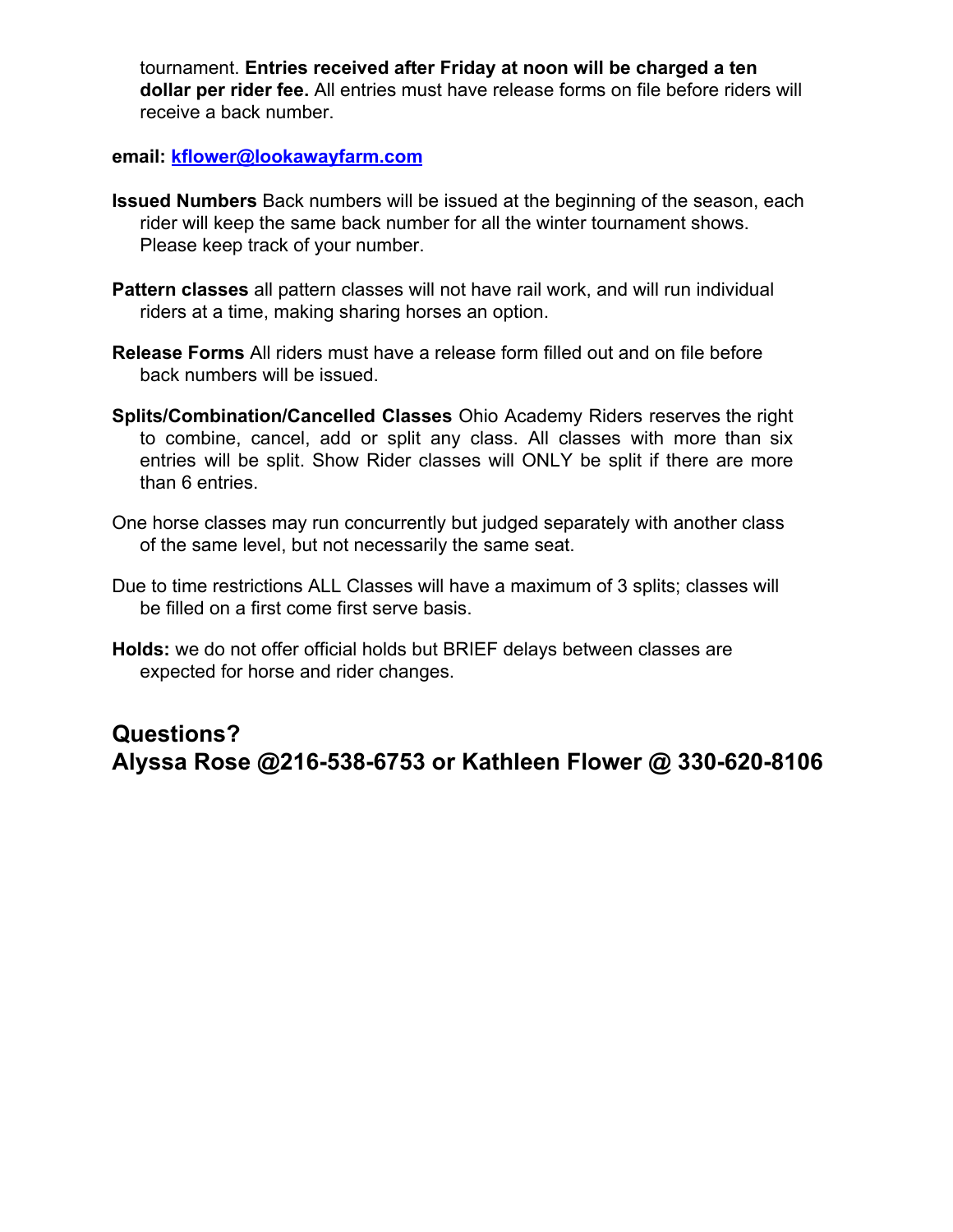tournament. **Entries received after Friday at noon will be charged a ten dollar per rider fee.** All entries must have release forms on file before riders will receive a back number.

**email: kflower@lookawayfarm.com**

**Issued Numbers** Back numbers will be issued at the beginning of the season, each rider will keep the same back number for all the winter tournament shows. Please keep track of your number.

**Pattern classes** all pattern classes will not have rail work, and will run individual riders at a time, making sharing horses an option.

**Release Forms** All riders must have a release form filled out and on file before back numbers will be issued.

**Splits/Combination/Cancelled Classes** Ohio Academy Riders reserves the right to combine, cancel, add or split any class. All classes with more than six entries will be split. Show Rider classes will ONLY be split if there are more than 6 entries.

One horse classes may run concurrently but judged separately with another class of the same level, but not necessarily the same seat.

Due to time restrictions ALL Classes will have a maximum of 3 splits; classes will be filled on a first come first serve basis.

**Holds:** we do not offer official holds but BRIEF delays between classes are expected for horse and rider changes.

## Questions?
## Alyssa Rose @216-538-6753 or Kathleen Flower @ 330-620-8106